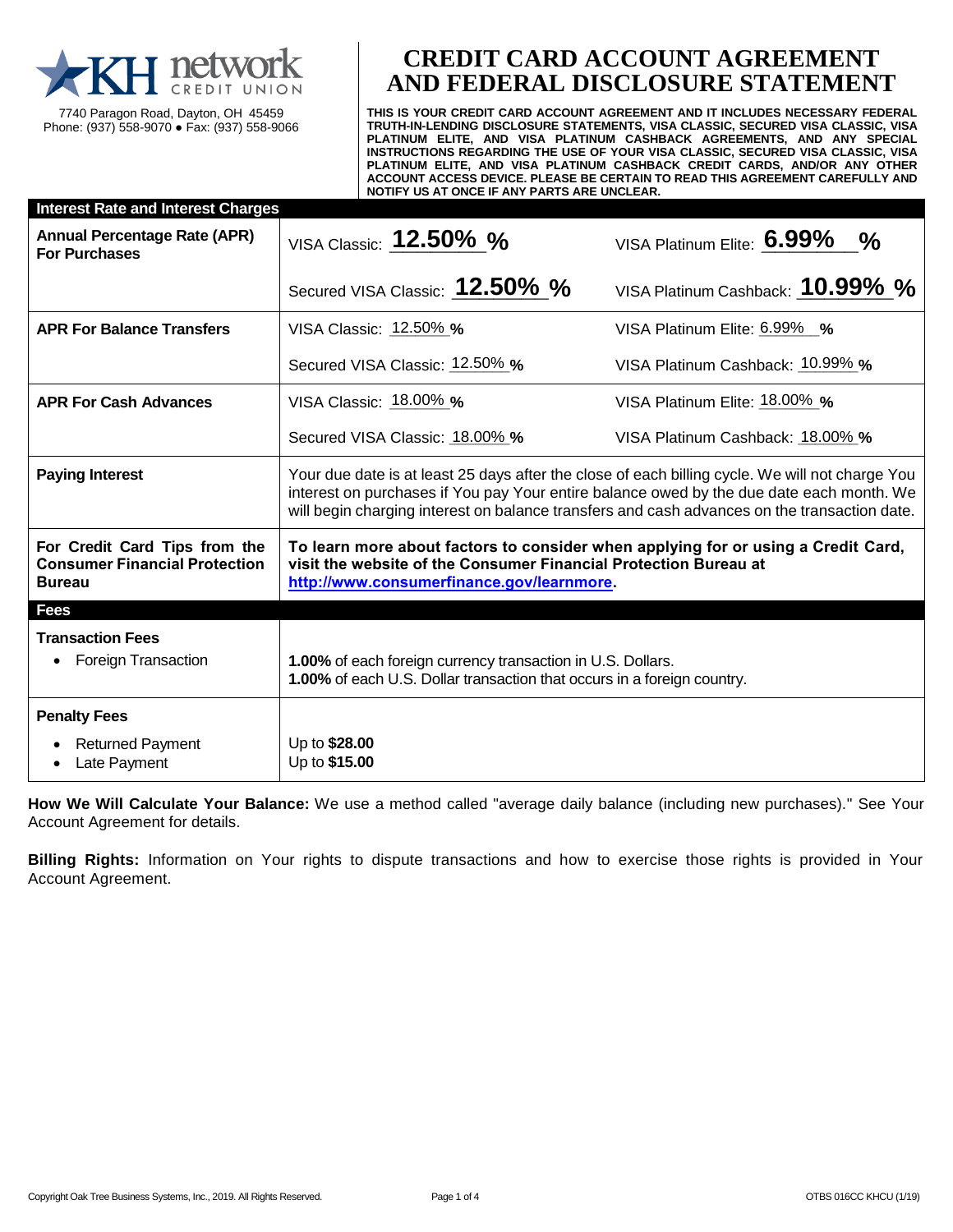KH network CREDIT UNION

7740 Paragon Road, Dayton, OH 45459
Phone: (937) 558-9070 ● Fax: (937) 558-9066

# CREDIT CARD ACCOUNT AGREEMENT AND FEDERAL DISCLOSURE STATEMENT

**THIS IS YOUR CREDIT CARD ACCOUNT AGREEMENT AND IT INCLUDES NECESSARY FEDERAL TRUTH-IN-LENDING DISCLOSURE STATEMENTS, VISA CLASSIC, SECURED VISA CLASSIC, VISA PLATINUM ELITE, AND VISA PLATINUM CASHBACK AGREEMENTS, AND ANY SPECIAL INSTRUCTIONS REGARDING THE USE OF YOUR VISA CLASSIC, SECURED VISA CLASSIC, VISA PLATINUM ELITE, AND VISA PLATINUM CASHBACK CREDIT CARDS, AND/OR ANY OTHER ACCOUNT ACCESS DEVICE. PLEASE BE CERTAIN TO READ THIS AGREEMENT CAREFULLY AND NOTIFY US AT ONCE IF ANY PARTS ARE UNCLEAR.**

| **Interest Rate and Interest Charges** | | |
|---|---|---|
| **Annual Percentage Rate (APR) For Purchases** | VISA Classic: **12.50% %** | VISA Platinum Elite: **6.99% %** |
| | Secured VISA Classic: **12.50% %** | VISA Platinum Cashback: **10.99% %** |
| **APR For Balance Transfers** | VISA Classic: 12.50% **%** | VISA Platinum Elite: 6.99% **%** |
| | Secured VISA Classic: 12.50% **%** | VISA Platinum Cashback: 10.99% **%** |
| **APR For Cash Advances** | VISA Classic: 18.00% **%** | VISA Platinum Elite: 18.00% **%** |
| | Secured VISA Classic: 18.00% **%** | VISA Platinum Cashback: 18.00% **%** |
| **Paying Interest** | Your due date is at least 25 days after the close of each billing cycle. We will not charge You interest on purchases if You pay Your entire balance owed by the due date each month. We will begin charging interest on balance transfers and cash advances on the transaction date. | |
| **For Credit Card Tips from the Consumer Financial Protection Bureau** | **To learn more about factors to consider when applying for or using a Credit Card, visit the website of the Consumer Financial Protection Bureau at http://www.consumerfinance.gov/learnmore.** | |
| **Fees** | | |
| **Transaction Fees**<br>• Foreign Transaction | **1.00%** of each foreign currency transaction in U.S. Dollars.<br>**1.00%** of each U.S. Dollar transaction that occurs in a foreign country. | |
| **Penalty Fees**<br>• Returned Payment<br>• Late Payment | Up to **$28.00**<br>Up to **$15.00** | |

**How We Will Calculate Your Balance:** We use a method called "average daily balance (including new purchases)." See Your Account Agreement for details.

**Billing Rights:** Information on Your rights to dispute transactions and how to exercise those rights is provided in Your Account Agreement.

Copyright Oak Tree Business Systems, Inc., 2019. All Rights Reserved. OTBS 016CC KHCU (1/19)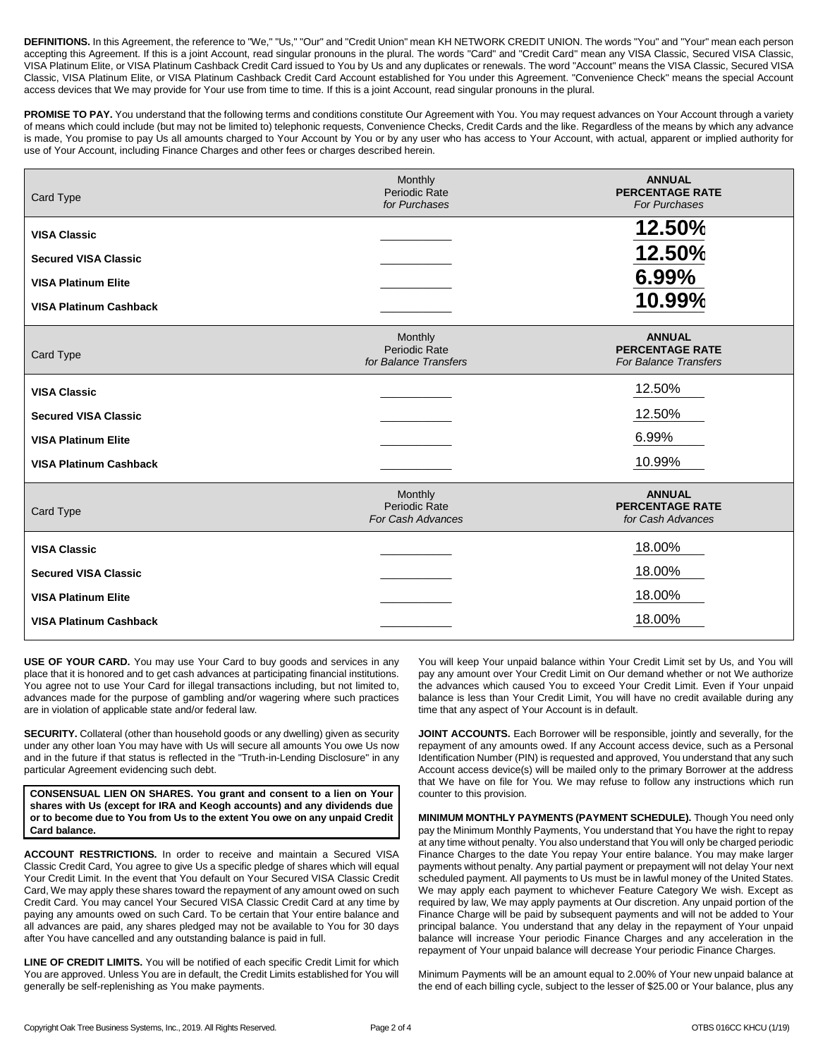**DEFINITIONS.** In this Agreement, the reference to "We," "Us," "Our" and "Credit Union" mean KH NETWORK CREDIT UNION. The words "You" and "Your" mean each person accepting this Agreement. If this is a joint Account, read singular pronouns in the plural. The words "Card" and "Credit Card" mean any VISA Classic, Secured VISA Classic, VISA Platinum Elite, or VISA Platinum Cashback Credit Card issued to You by Us and any duplicates or renewals. The word "Account" means the VISA Classic, Secured VISA Classic, VISA Platinum Elite, or VISA Platinum Cashback Credit Card Account established for You under this Agreement. "Convenience Check" means the special Account access devices that We may provide for Your use from time to time. If this is a joint Account, read singular pronouns in the plural.

**PROMISE TO PAY.** You understand that the following terms and conditions constitute Our Agreement with You. You may request advances on Your Account through a variety of means which could include (but may not be limited to) telephonic requests, Convenience Checks, Credit Cards and the like. Regardless of the means by which any advance is made, You promise to pay Us all amounts charged to Your Account by You or by any user who has access to Your Account, with actual, apparent or implied authority for use of Your Account, including Finance Charges and other fees or charges described herein.

| Card Type | Monthly Periodic Rate *for Purchases* | **ANNUAL PERCENTAGE RATE** *For Purchases* |
|---|---|---|
| **VISA Classic** | | **12.50%** |
| **Secured VISA Classic** | | **12.50%** |
| **VISA Platinum Elite** | | **6.99%** |
| **VISA Platinum Cashback** | | **10.99%** |

| Card Type | Monthly Periodic Rate *for Balance Transfers* | **ANNUAL PERCENTAGE RATE** *For Balance Transfers* |
|---|---|---|
| **VISA Classic** | | 12.50% |
| **Secured VISA Classic** | | 12.50% |
| **VISA Platinum Elite** | | 6.99% |
| **VISA Platinum Cashback** | | 10.99% |

| Card Type | Monthly Periodic Rate *For Cash Advances* | **ANNUAL PERCENTAGE RATE** *for Cash Advances* |
|---|---|---|
| **VISA Classic** | | 18.00% |
| **Secured VISA Classic** | | 18.00% |
| **VISA Platinum Elite** | | 18.00% |
| **VISA Platinum Cashback** | | 18.00% |

**USE OF YOUR CARD.** You may use Your Card to buy goods and services in any place that it is honored and to get cash advances at participating financial institutions. You agree not to use Your Card for illegal transactions including, but not limited to, advances made for the purpose of gambling and/or wagering where such practices are in violation of applicable state and/or federal law.

**SECURITY.** Collateral (other than household goods or any dwelling) given as security under any other loan You may have with Us will secure all amounts You owe Us now and in the future if that status is reflected in the "Truth-in-Lending Disclosure" in any particular Agreement evidencing such debt.

**CONSENSUAL LIEN ON SHARES. You grant and consent to a lien on Your shares with Us (except for IRA and Keogh accounts) and any dividends due or to become due to You from Us to the extent You owe on any unpaid Credit Card balance.**

**ACCOUNT RESTRICTIONS.** In order to receive and maintain a Secured VISA Classic Credit Card, You agree to give Us a specific pledge of shares which will equal Your Credit Limit. In the event that You default on Your Secured VISA Classic Credit Card, We may apply these shares toward the repayment of any amount owed on such Credit Card. You may cancel Your Secured VISA Classic Credit Card at any time by paying any amounts owed on such Card. To be certain that Your entire balance and all advances are paid, any shares pledged may not be available to You for 30 days after You have cancelled and any outstanding balance is paid in full.

**LINE OF CREDIT LIMITS.** You will be notified of each specific Credit Limit for which You are approved. Unless You are in default, the Credit Limits established for You will generally be self-replenishing as You make payments.

You will keep Your unpaid balance within Your Credit Limit set by Us, and You will pay any amount over Your Credit Limit on Our demand whether or not We authorize the advances which caused You to exceed Your Credit Limit. Even if Your unpaid balance is less than Your Credit Limit, You will have no credit available during any time that any aspect of Your Account is in default.

**JOINT ACCOUNTS.** Each Borrower will be responsible, jointly and severally, for the repayment of any amounts owed. If any Account access device, such as a Personal Identification Number (PIN) is requested and approved, You understand that any such Account access device(s) will be mailed only to the primary Borrower at the address that We have on file for You. We may refuse to follow any instructions which run counter to this provision.

**MINIMUM MONTHLY PAYMENTS (PAYMENT SCHEDULE).** Though You need only pay the Minimum Monthly Payments, You understand that You have the right to repay at any time without penalty. You also understand that You will only be charged periodic Finance Charges to the date You repay Your entire balance. You may make larger payments without penalty. Any partial payment or prepayment will not delay Your next scheduled payment. All payments to Us must be in lawful money of the United States. We may apply each payment to whichever Feature Category We wish. Except as required by law, We may apply payments at Our discretion. Any unpaid portion of the Finance Charge will be paid by subsequent payments and will not be added to Your principal balance. You understand that any delay in the repayment of Your unpaid balance will increase Your periodic Finance Charges and any acceleration in the repayment of Your unpaid balance will decrease Your periodic Finance Charges.

Minimum Payments will be an amount equal to 2.00% of Your new unpaid balance at the end of each billing cycle, subject to the lesser of $25.00 or Your balance, plus any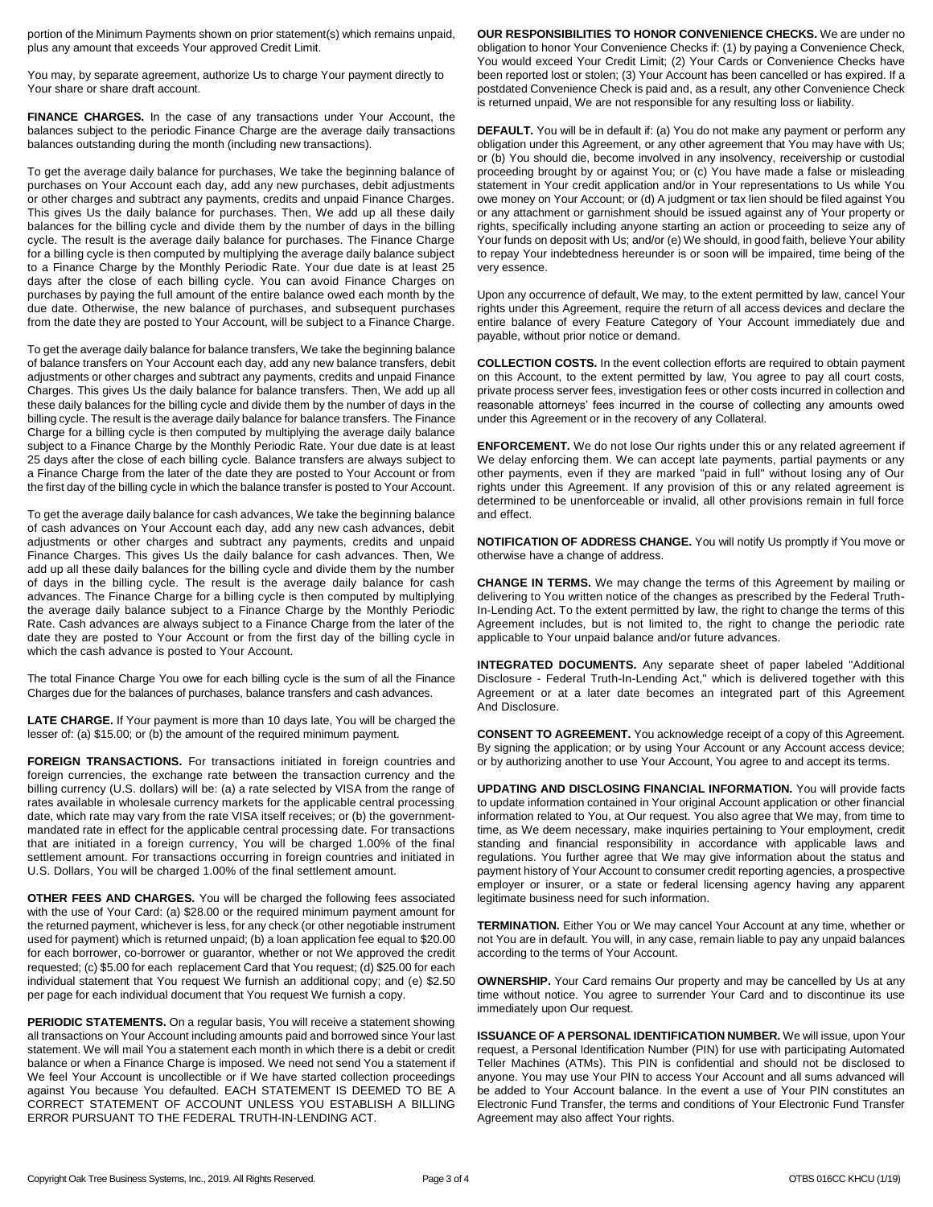portion of the Minimum Payments shown on prior statement(s) which remains unpaid, plus any amount that exceeds Your approved Credit Limit.

You may, by separate agreement, authorize Us to charge Your payment directly to Your share or share draft account.

**FINANCE CHARGES.** In the case of any transactions under Your Account, the balances subject to the periodic Finance Charge are the average daily transactions balances outstanding during the month (including new transactions).

To get the average daily balance for purchases, We take the beginning balance of purchases on Your Account each day, add any new purchases, debit adjustments or other charges and subtract any payments, credits and unpaid Finance Charges. This gives Us the daily balance for purchases. Then, We add up all these daily balances for the billing cycle and divide them by the number of days in the billing cycle. The result is the average daily balance for purchases. The Finance Charge for a billing cycle is then computed by multiplying the average daily balance subject to a Finance Charge by the Monthly Periodic Rate. Your due date is at least 25 days after the close of each billing cycle. You can avoid Finance Charges on purchases by paying the full amount of the entire balance owed each month by the due date. Otherwise, the new balance of purchases, and subsequent purchases from the date they are posted to Your Account, will be subject to a Finance Charge.

To get the average daily balance for balance transfers, We take the beginning balance of balance transfers on Your Account each day, add any new balance transfers, debit adjustments or other charges and subtract any payments, credits and unpaid Finance Charges. This gives Us the daily balance for balance transfers. Then, We add up all these daily balances for the billing cycle and divide them by the number of days in the billing cycle. The result is the average daily balance for balance transfers. The Finance Charge for a billing cycle is then computed by multiplying the average daily balance subject to a Finance Charge by the Monthly Periodic Rate. Your due date is at least 25 days after the close of each billing cycle. Balance transfers are always subject to a Finance Charge from the later of the date they are posted to Your Account or from the first day of the billing cycle in which the balance transfer is posted to Your Account.

To get the average daily balance for cash advances, We take the beginning balance of cash advances on Your Account each day, add any new cash advances, debit adjustments or other charges and subtract any payments, credits and unpaid Finance Charges. This gives Us the daily balance for cash advances. Then, We add up all these daily balances for the billing cycle and divide them by the number of days in the billing cycle. The result is the average daily balance for cash advances. The Finance Charge for a billing cycle is then computed by multiplying the average daily balance subject to a Finance Charge by the Monthly Periodic Rate. Cash advances are always subject to a Finance Charge from the later of the date they are posted to Your Account or from the first day of the billing cycle in which the cash advance is posted to Your Account.

The total Finance Charge You owe for each billing cycle is the sum of all the Finance Charges due for the balances of purchases, balance transfers and cash advances.

**LATE CHARGE.** If Your payment is more than 10 days late, You will be charged the lesser of: (a) $15.00; or (b) the amount of the required minimum payment.

**FOREIGN TRANSACTIONS.** For transactions initiated in foreign countries and foreign currencies, the exchange rate between the transaction currency and the billing currency (U.S. dollars) will be: (a) a rate selected by VISA from the range of rates available in wholesale currency markets for the applicable central processing date, which rate may vary from the rate VISA itself receives; or (b) the government-mandated rate in effect for the applicable central processing date. For transactions that are initiated in a foreign currency, You will be charged 1.00% of the final settlement amount. For transactions occurring in foreign countries and initiated in U.S. Dollars, You will be charged 1.00% of the final settlement amount.

**OTHER FEES AND CHARGES.** You will be charged the following fees associated with the use of Your Card: (a) $28.00 or the required minimum payment amount for the returned payment, whichever is less, for any check (or other negotiable instrument used for payment) which is returned unpaid; (b) a loan application fee equal to $20.00 for each borrower, co-borrower or guarantor, whether or not We approved the credit requested; (c) $5.00 for each replacement Card that You request; (d) $25.00 for each individual statement that You request We furnish an additional copy; and (e) $2.50 per page for each individual document that You request We furnish a copy.

**PERIODIC STATEMENTS.** On a regular basis, You will receive a statement showing all transactions on Your Account including amounts paid and borrowed since Your last statement. We will mail You a statement each month in which there is a debit or credit balance or when a Finance Charge is imposed. We need not send You a statement if We feel Your Account is uncollectible or if We have started collection proceedings against You because You defaulted. EACH STATEMENT IS DEEMED TO BE A CORRECT STATEMENT OF ACCOUNT UNLESS YOU ESTABLISH A BILLING ERROR PURSUANT TO THE FEDERAL TRUTH-IN-LENDING ACT.

**OUR RESPONSIBILITIES TO HONOR CONVENIENCE CHECKS.** We are under no obligation to honor Your Convenience Checks if: (1) by paying a Convenience Check, You would exceed Your Credit Limit; (2) Your Cards or Convenience Checks have been reported lost or stolen; (3) Your Account has been cancelled or has expired. If a postdated Convenience Check is paid and, as a result, any other Convenience Check is returned unpaid, We are not responsible for any resulting loss or liability.

**DEFAULT.** You will be in default if: (a) You do not make any payment or perform any obligation under this Agreement, or any other agreement that You may have with Us; or (b) You should die, become involved in any insolvency, receivership or custodial proceeding brought by or against You; or (c) You have made a false or misleading statement in Your credit application and/or in Your representations to Us while You owe money on Your Account; or (d) A judgment or tax lien should be filed against You or any attachment or garnishment should be issued against any of Your property or rights, specifically including anyone starting an action or proceeding to seize any of Your funds on deposit with Us; and/or (e) We should, in good faith, believe Your ability to repay Your indebtedness hereunder is or soon will be impaired, time being of the very essence.

Upon any occurrence of default, We may, to the extent permitted by law, cancel Your rights under this Agreement, require the return of all access devices and declare the entire balance of every Feature Category of Your Account immediately due and payable, without prior notice or demand.

**COLLECTION COSTS.** In the event collection efforts are required to obtain payment on this Account, to the extent permitted by law, You agree to pay all court costs, private process server fees, investigation fees or other costs incurred in collection and reasonable attorneys' fees incurred in the course of collecting any amounts owed under this Agreement or in the recovery of any Collateral.

**ENFORCEMENT.** We do not lose Our rights under this or any related agreement if We delay enforcing them. We can accept late payments, partial payments or any other payments, even if they are marked "paid in full" without losing any of Our rights under this Agreement. If any provision of this or any related agreement is determined to be unenforceable or invalid, all other provisions remain in full force and effect.

**NOTIFICATION OF ADDRESS CHANGE.** You will notify Us promptly if You move or otherwise have a change of address.

**CHANGE IN TERMS.** We may change the terms of this Agreement by mailing or delivering to You written notice of the changes as prescribed by the Federal Truth-In-Lending Act. To the extent permitted by law, the right to change the terms of this Agreement includes, but is not limited to, the right to change the periodic rate applicable to Your unpaid balance and/or future advances.

**INTEGRATED DOCUMENTS.** Any separate sheet of paper labeled "Additional Disclosure - Federal Truth-In-Lending Act," which is delivered together with this Agreement or at a later date becomes an integrated part of this Agreement And Disclosure.

**CONSENT TO AGREEMENT.** You acknowledge receipt of a copy of this Agreement. By signing the application; or by using Your Account or any Account access device; or by authorizing another to use Your Account, You agree to and accept its terms.

**UPDATING AND DISCLOSING FINANCIAL INFORMATION.** You will provide facts to update information contained in Your original Account application or other financial information related to You, at Our request. You also agree that We may, from time to time, as We deem necessary, make inquiries pertaining to Your employment, credit standing and financial responsibility in accordance with applicable laws and regulations. You further agree that We may give information about the status and payment history of Your Account to consumer credit reporting agencies, a prospective employer or insurer, or a state or federal licensing agency having any apparent legitimate business need for such information.

**TERMINATION.** Either You or We may cancel Your Account at any time, whether or not You are in default. You will, in any case, remain liable to pay any unpaid balances according to the terms of Your Account.

**OWNERSHIP.** Your Card remains Our property and may be cancelled by Us at any time without notice. You agree to surrender Your Card and to discontinue its use immediately upon Our request.

**ISSUANCE OF A PERSONAL IDENTIFICATION NUMBER.** We will issue, upon Your request, a Personal Identification Number (PIN) for use with participating Automated Teller Machines (ATMs). This PIN is confidential and should not be disclosed to anyone. You may use Your PIN to access Your Account and all sums advanced will be added to Your Account balance. In the event a use of Your PIN constitutes an Electronic Fund Transfer, the terms and conditions of Your Electronic Fund Transfer Agreement may also affect Your rights.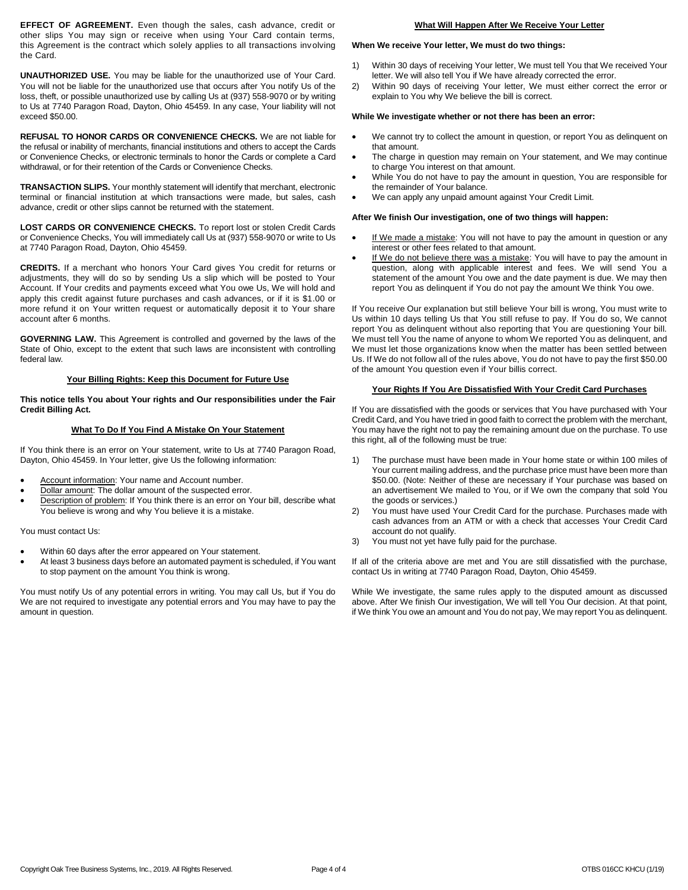**EFFECT OF AGREEMENT.** Even though the sales, cash advance, credit or other slips You may sign or receive when using Your Card contain terms, this Agreement is the contract which solely applies to all transactions involving the Card.

**UNAUTHORIZED USE.** You may be liable for the unauthorized use of Your Card. You will not be liable for the unauthorized use that occurs after You notify Us of the loss, theft, or possible unauthorized use by calling Us at (937) 558-9070 or by writing to Us at 7740 Paragon Road, Dayton, Ohio 45459. In any case, Your liability will not exceed $50.00.

**REFUSAL TO HONOR CARDS OR CONVENIENCE CHECKS.** We are not liable for the refusal or inability of merchants, financial institutions and others to accept the Cards or Convenience Checks, or electronic terminals to honor the Cards or complete a Card withdrawal, or for their retention of the Cards or Convenience Checks.

**TRANSACTION SLIPS.** Your monthly statement will identify that merchant, electronic terminal or financial institution at which transactions were made, but sales, cash advance, credit or other slips cannot be returned with the statement.

**LOST CARDS OR CONVENIENCE CHECKS.** To report lost or stolen Credit Cards or Convenience Checks, You will immediately call Us at (937) 558-9070 or write to Us at 7740 Paragon Road, Dayton, Ohio 45459.

**CREDITS.** If a merchant who honors Your Card gives You credit for returns or adjustments, they will do so by sending Us a slip which will be posted to Your Account. If Your credits and payments exceed what You owe Us, We will hold and apply this credit against future purchases and cash advances, or if it is $1.00 or more refund it on Your written request or automatically deposit it to Your share account after 6 months.

**GOVERNING LAW.** This Agreement is controlled and governed by the laws of the State of Ohio, except to the extent that such laws are inconsistent with controlling federal law.

## Your Billing Rights: Keep this Document for Future Use

**This notice tells You about Your rights and Our responsibilities under the Fair Credit Billing Act.**

### What To Do If You Find A Mistake On Your Statement

If You think there is an error on Your statement, write to Us at 7740 Paragon Road, Dayton, Ohio 45459. In Your letter, give Us the following information:

- Account information: Your name and Account number.
- Dollar amount: The dollar amount of the suspected error.
- Description of problem: If You think there is an error on Your bill, describe what You believe is wrong and why You believe it is a mistake.

You must contact Us:

- Within 60 days after the error appeared on Your statement.
- At least 3 business days before an automated payment is scheduled, if You want to stop payment on the amount You think is wrong.

You must notify Us of any potential errors in writing. You may call Us, but if You do We are not required to investigate any potential errors and You may have to pay the amount in question.

### What Will Happen After We Receive Your Letter

**When We receive Your letter, We must do two things:**

1) Within 30 days of receiving Your letter, We must tell You that We received Your letter. We will also tell You if We have already corrected the error.
2) Within 90 days of receiving Your letter, We must either correct the error or explain to You why We believe the bill is correct.

**While We investigate whether or not there has been an error:**

- We cannot try to collect the amount in question, or report You as delinquent on that amount.
- The charge in question may remain on Your statement, and We may continue to charge You interest on that amount.
- While You do not have to pay the amount in question, You are responsible for the remainder of Your balance.
- We can apply any unpaid amount against Your Credit Limit.

**After We finish Our investigation, one of two things will happen:**

- If We made a mistake: You will not have to pay the amount in question or any interest or other fees related to that amount.
- If We do not believe there was a mistake: You will have to pay the amount in question, along with applicable interest and fees. We will send You a statement of the amount You owe and the date payment is due. We may then report You as delinquent if You do not pay the amount We think You owe.

If You receive Our explanation but still believe Your bill is wrong, You must write to Us within 10 days telling Us that You still refuse to pay. If You do so, We cannot report You as delinquent without also reporting that You are questioning Your bill. We must tell You the name of anyone to whom We reported You as delinquent, and We must let those organizations know when the matter has been settled between Us. If We do not follow all of the rules above, You do not have to pay the first $50.00 of the amount You question even if Your billis correct.

### Your Rights If You Are Dissatisfied With Your Credit Card Purchases

If You are dissatisfied with the goods or services that You have purchased with Your Credit Card, and You have tried in good faith to correct the problem with the merchant, You may have the right not to pay the remaining amount due on the purchase. To use this right, all of the following must be true:

1) The purchase must have been made in Your home state or within 100 miles of Your current mailing address, and the purchase price must have been more than $50.00. (Note: Neither of these are necessary if Your purchase was based on an advertisement We mailed to You, or if We own the company that sold You the goods or services.)
2) You must have used Your Credit Card for the purchase. Purchases made with cash advances from an ATM or with a check that accesses Your Credit Card account do not qualify.
3) You must not yet have fully paid for the purchase.

If all of the criteria above are met and You are still dissatisfied with the purchase, contact Us in writing at 7740 Paragon Road, Dayton, Ohio 45459.

While We investigate, the same rules apply to the disputed amount as discussed above. After We finish Our investigation, We will tell You Our decision. At that point, if We think You owe an amount and You do not pay, We may report You as delinquent.

Copyright Oak Tree Business Systems, Inc., 2019. All Rights Reserved. OTBS 016CC KHCU (1/19)